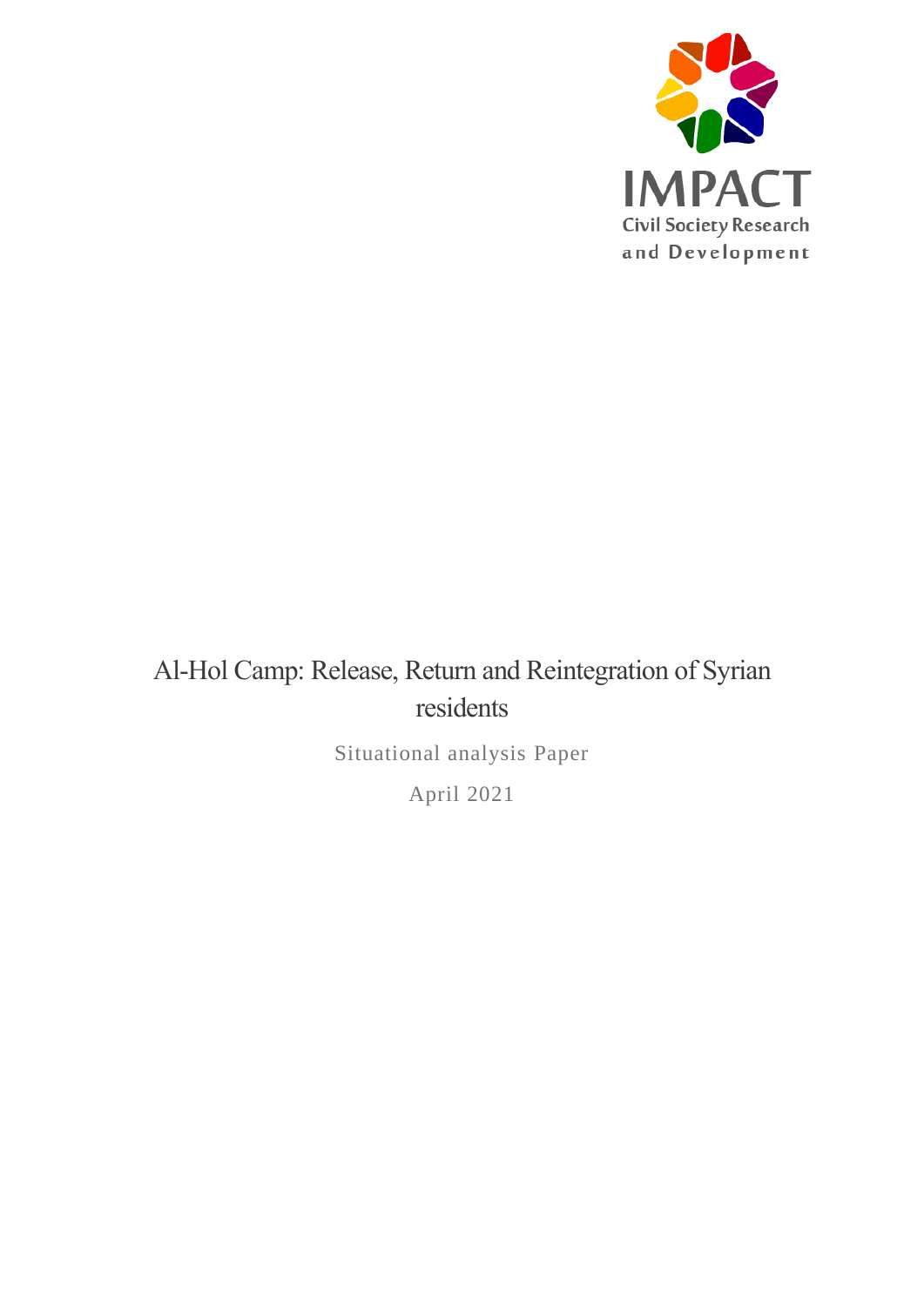IMPACT
Civil Society Research
and Development

# Al-Hol Camp: Release, Return and Reintegration of Syrian residents

Situational analysis Paper

April 2021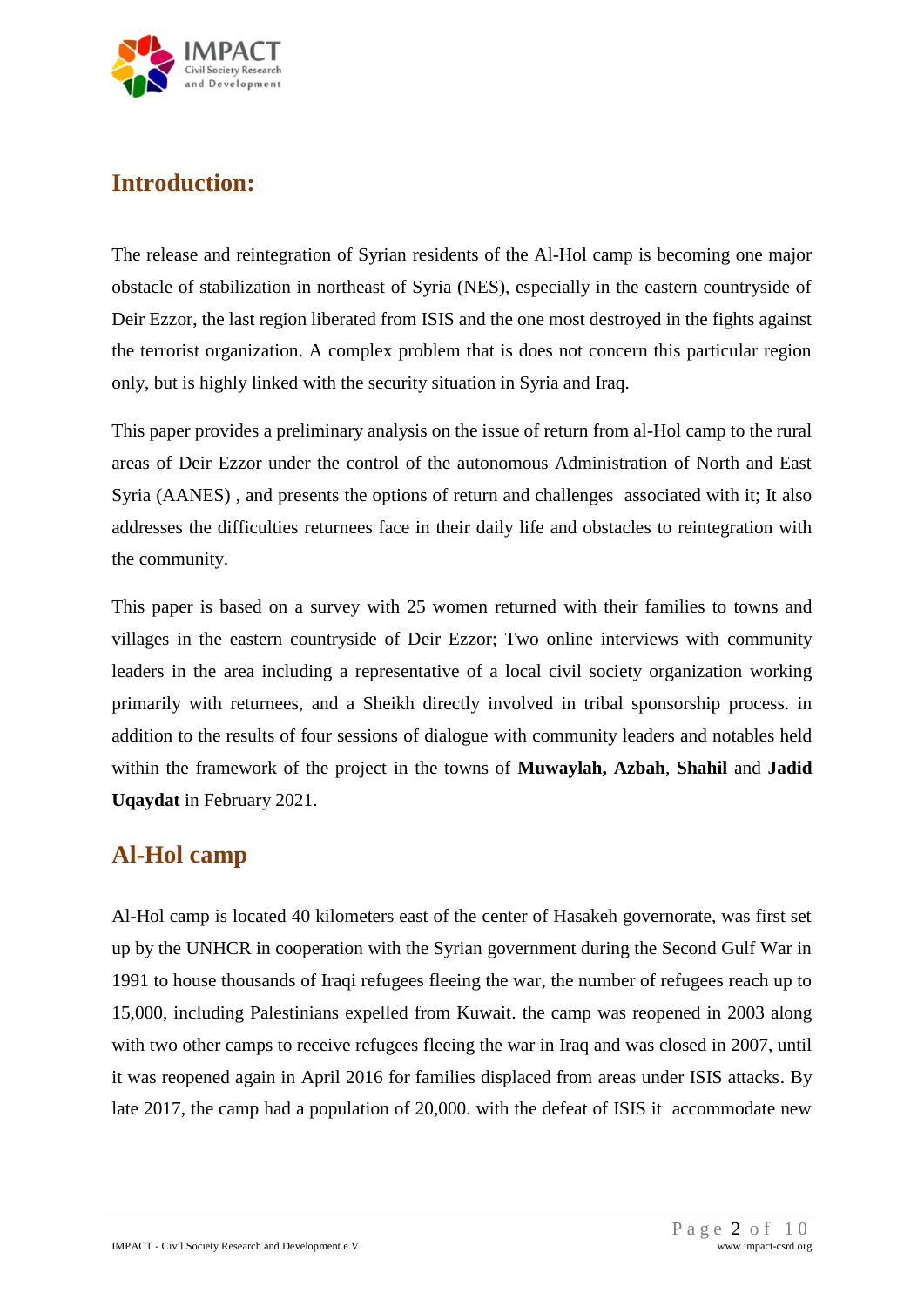## Introduction:

The release and reintegration of Syrian residents of the Al-Hol camp is becoming one major obstacle of stabilization in northeast of Syria (NES), especially in the eastern countryside of Deir Ezzor, the last region liberated from ISIS and the one most destroyed in the fights against the terrorist organization. A complex problem that is does not concern this particular region only, but is highly linked with the security situation in Syria and Iraq.

This paper provides a preliminary analysis on the issue of return from al-Hol camp to the rural areas of Deir Ezzor under the control of the autonomous Administration of North and East Syria (AANES) , and presents the options of return and challenges associated with it; It also addresses the difficulties returnees face in their daily life and obstacles to reintegration with the community.

This paper is based on a survey with 25 women returned with their families to towns and villages in the eastern countryside of Deir Ezzor; Two online interviews with community leaders in the area including a representative of a local civil society organization working primarily with returnees, and a Sheikh directly involved in tribal sponsorship process. in addition to the results of four sessions of dialogue with community leaders and notables held within the framework of the project in the towns of **Muwaylah, Azbah**, **Shahil** and **Jadid Uqaydat** in February 2021.

## Al-Hol camp

Al-Hol camp is located 40 kilometers east of the center of Hasakeh governorate, was first set up by the UNHCR in cooperation with the Syrian government during the Second Gulf War in 1991 to house thousands of Iraqi refugees fleeing the war, the number of refugees reach up to 15,000, including Palestinians expelled from Kuwait. the camp was reopened in 2003 along with two other camps to receive refugees fleeing the war in Iraq and was closed in 2007, until it was reopened again in April 2016 for families displaced from areas under ISIS attacks. By late 2017, the camp had a population of 20,000. with the defeat of ISIS it accommodate new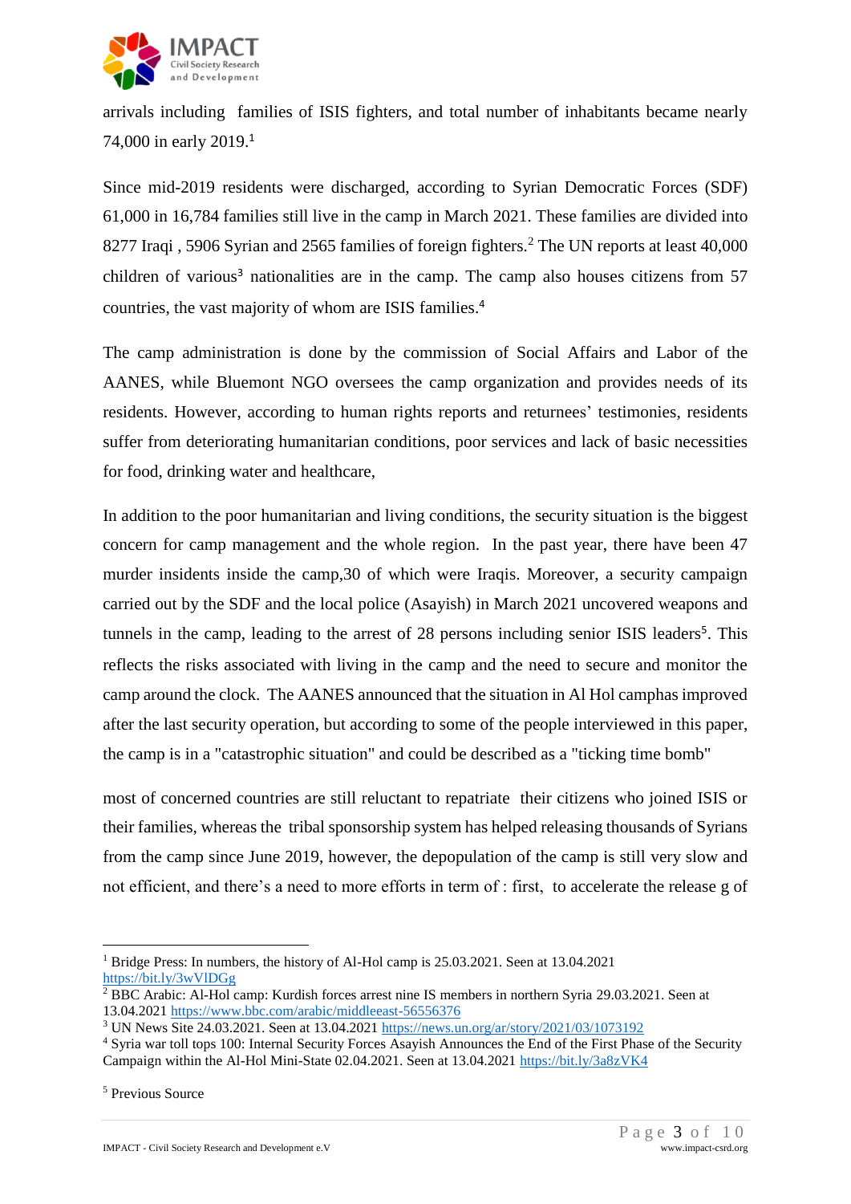arrivals including families of ISIS fighters, and total number of inhabitants became nearly 74,000 in early 2019.[1]

Since mid-2019 residents were discharged, according to Syrian Democratic Forces (SDF) 61,000 in 16,784 families still live in the camp in March 2021. These families are divided into 8277 Iraqi , 5906 Syrian and 2565 families of foreign fighters.[2] The UN reports at least 40,000 children of various[3] nationalities are in the camp. The camp also houses citizens from 57 countries, the vast majority of whom are ISIS families.[4]

The camp administration is done by the commission of Social Affairs and Labor of the AANES, while Bluemont NGO oversees the camp organization and provides needs of its residents. However, according to human rights reports and returnees' testimonies, residents suffer from deteriorating humanitarian conditions, poor services and lack of basic necessities for food, drinking water and healthcare,

In addition to the poor humanitarian and living conditions, the security situation is the biggest concern for camp management and the whole region. In the past year, there have been 47 murder insidents inside the camp,30 of which were Iraqis. Moreover, a security campaign carried out by the SDF and the local police (Asayish) in March 2021 uncovered weapons and tunnels in the camp, leading to the arrest of 28 persons including senior ISIS leaders[5]. This reflects the risks associated with living in the camp and the need to secure and monitor the camp around the clock. The AANES announced that the situation in Al Hol camphas improved after the last security operation, but according to some of the people interviewed in this paper, the camp is in a "catastrophic situation" and could be described as a "ticking time bomb"

most of concerned countries are still reluctant to repatriate their citizens who joined ISIS or their families, whereas the tribal sponsorship system has helped releasing thousands of Syrians from the camp since June 2019, however, the depopulation of the camp is still very slow and not efficient, and there's a need to more efforts in term of : first, to accelerate the release g of

---

[1] Bridge Press: In numbers, the history of Al-Hol camp is 25.03.2021. Seen at 13.04.2021 https://bit.ly/3wVlDGg

[2] BBC Arabic: Al-Hol camp: Kurdish forces arrest nine IS members in northern Syria 29.03.2021. Seen at 13.04.2021 https://www.bbc.com/arabic/middleeast-56556376

[3] UN News Site 24.03.2021. Seen at 13.04.2021 https://news.un.org/ar/story/2021/03/1073192

[4] Syria war toll tops 100: Internal Security Forces Asayish Announces the End of the First Phase of the Security Campaign within the Al-Hol Mini-State 02.04.2021. Seen at 13.04.2021 https://bit.ly/3a8zVK4

[5] Previous Source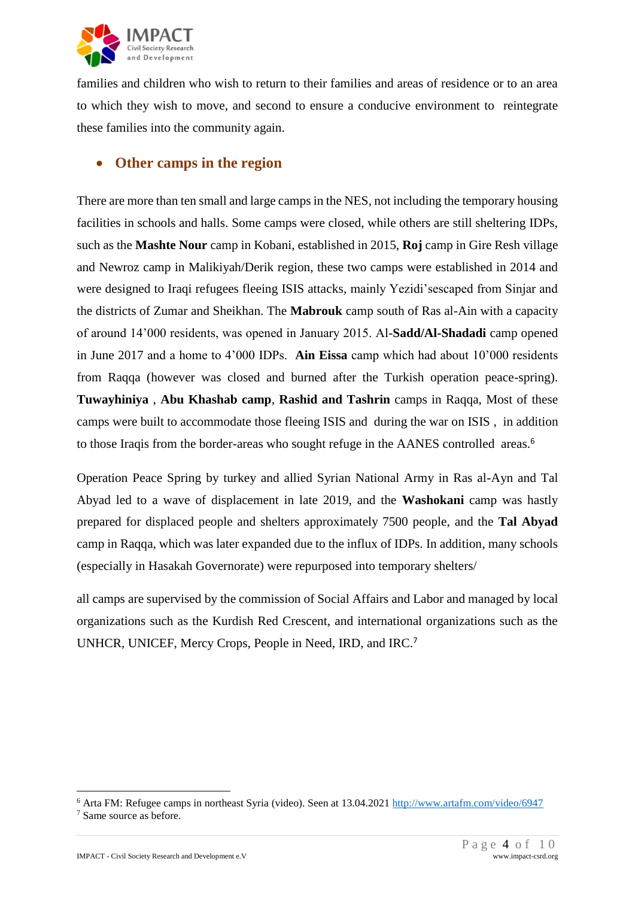families and children who wish to return to their families and areas of residence or to an area to which they wish to move, and second to ensure a conducive environment to reintegrate these families into the community again.

- **Other camps in the region**

There are more than ten small and large camps in the NES, not including the temporary housing facilities in schools and halls. Some camps were closed, while others are still sheltering IDPs, such as the **Mashte Nour** camp in Kobani, established in 2015, **Roj** camp in Gire Resh village and Newroz camp in Malikiyah/Derik region, these two camps were established in 2014 and were designed to Iraqi refugees fleeing ISIS attacks, mainly Yezidi'sescaped from Sinjar and the districts of Zumar and Sheikhan. The **Mabrouk** camp south of Ras al-Ain with a capacity of around 14'000 residents, was opened in January 2015. Al-**Sadd/Al-Shadadi** camp opened in June 2017 and a home to 4'000 IDPs. **Ain Eissa** camp which had about 10'000 residents from Raqqa (however was closed and burned after the Turkish operation peace-spring). **Tuwayhiniya** , **Abu Khashab camp**, **Rashid and Tashrin** camps in Raqqa, Most of these camps were built to accommodate those fleeing ISIS and during the war on ISIS , in addition to those Iraqis from the border-areas who sought refuge in the AANES controlled areas.[6]

Operation Peace Spring by turkey and allied Syrian National Army in Ras al-Ayn and Tal Abyad led to a wave of displacement in late 2019, and the **Washokani** camp was hastly prepared for displaced people and shelters approximately 7500 people, and the **Tal Abyad** camp in Raqqa, which was later expanded due to the influx of IDPs. In addition, many schools (especially in Hasakah Governorate) were repurposed into temporary shelters/

all camps are supervised by the commission of Social Affairs and Labor and managed by local organizations such as the Kurdish Red Crescent, and international organizations such as the UNHCR, UNICEF, Mercy Crops, People in Need, IRD, and IRC.[7]

---

[6] Arta FM: Refugee camps in northeast Syria (video). Seen at 13.04.2021 http://www.artafm.com/video/6947

[7] Same source as before.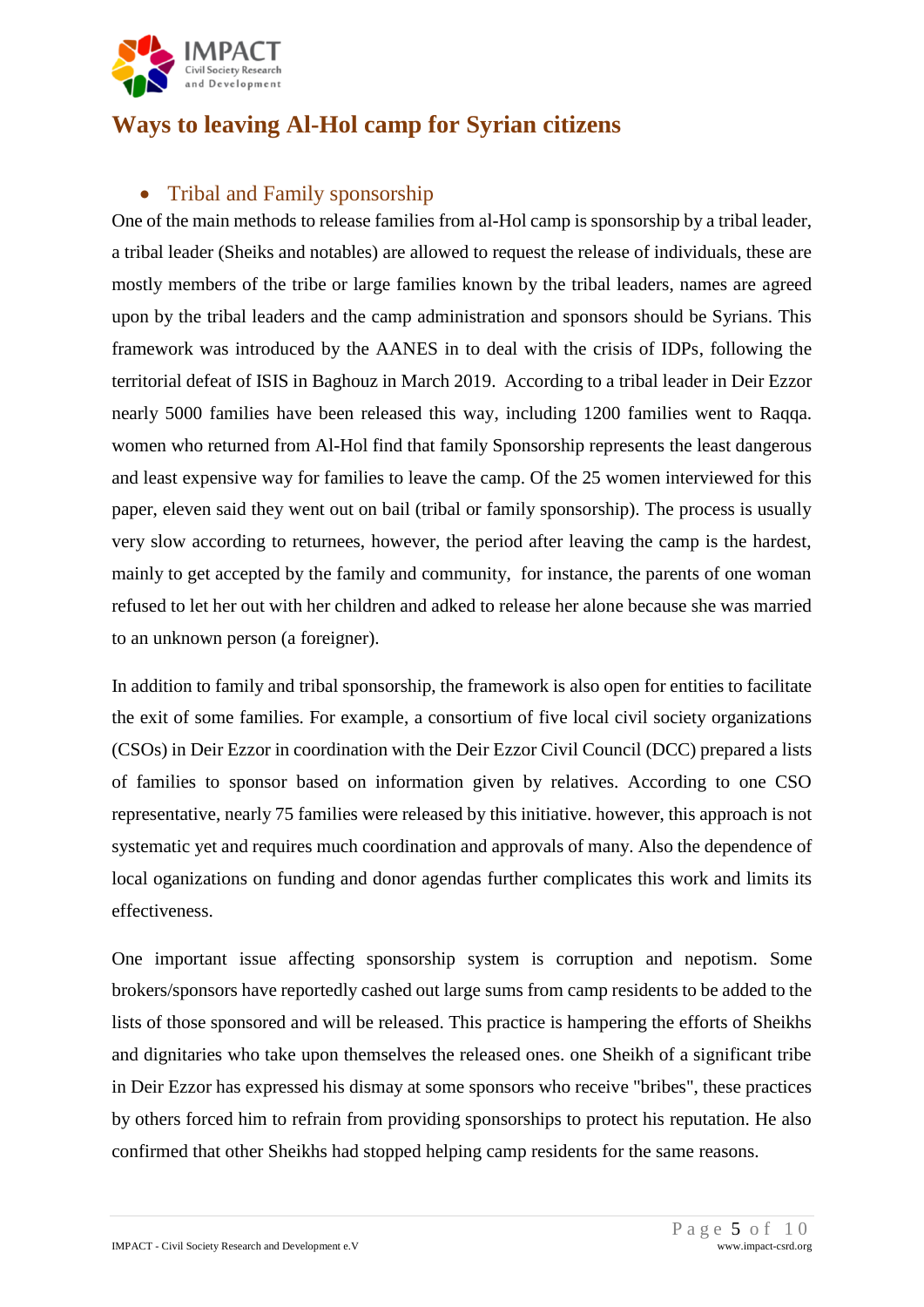## Ways to leaving Al-Hol camp for Syrian citizens

- Tribal and Family sponsorship

One of the main methods to release families from al-Hol camp is sponsorship by a tribal leader, a tribal leader (Sheiks and notables) are allowed to request the release of individuals, these are mostly members of the tribe or large families known by the tribal leaders, names are agreed upon by the tribal leaders and the camp administration and sponsors should be Syrians. This framework was introduced by the AANES in to deal with the crisis of IDPs, following the territorial defeat of ISIS in Baghouz in March 2019. According to a tribal leader in Deir Ezzor nearly 5000 families have been released this way, including 1200 families went to Raqqa. women who returned from Al-Hol find that family Sponsorship represents the least dangerous and least expensive way for families to leave the camp. Of the 25 women interviewed for this paper, eleven said they went out on bail (tribal or family sponsorship). The process is usually very slow according to returnees, however, the period after leaving the camp is the hardest, mainly to get accepted by the family and community, for instance, the parents of one woman refused to let her out with her children and adked to release her alone because she was married to an unknown person (a foreigner).

In addition to family and tribal sponsorship, the framework is also open for entities to facilitate the exit of some families. For example, a consortium of five local civil society organizations (CSOs) in Deir Ezzor in coordination with the Deir Ezzor Civil Council (DCC) prepared a lists of families to sponsor based on information given by relatives. According to one CSO representative, nearly 75 families were released by this initiative. however, this approach is not systematic yet and requires much coordination and approvals of many. Also the dependence of local oganizations on funding and donor agendas further complicates this work and limits its effectiveness.

One important issue affecting sponsorship system is corruption and nepotism. Some brokers/sponsors have reportedly cashed out large sums from camp residents to be added to the lists of those sponsored and will be released. This practice is hampering the efforts of Sheikhs and dignitaries who take upon themselves the released ones. one Sheikh of a significant tribe in Deir Ezzor has expressed his dismay at some sponsors who receive "bribes", these practices by others forced him to refrain from providing sponsorships to protect his reputation. He also confirmed that other Sheikhs had stopped helping camp residents for the same reasons.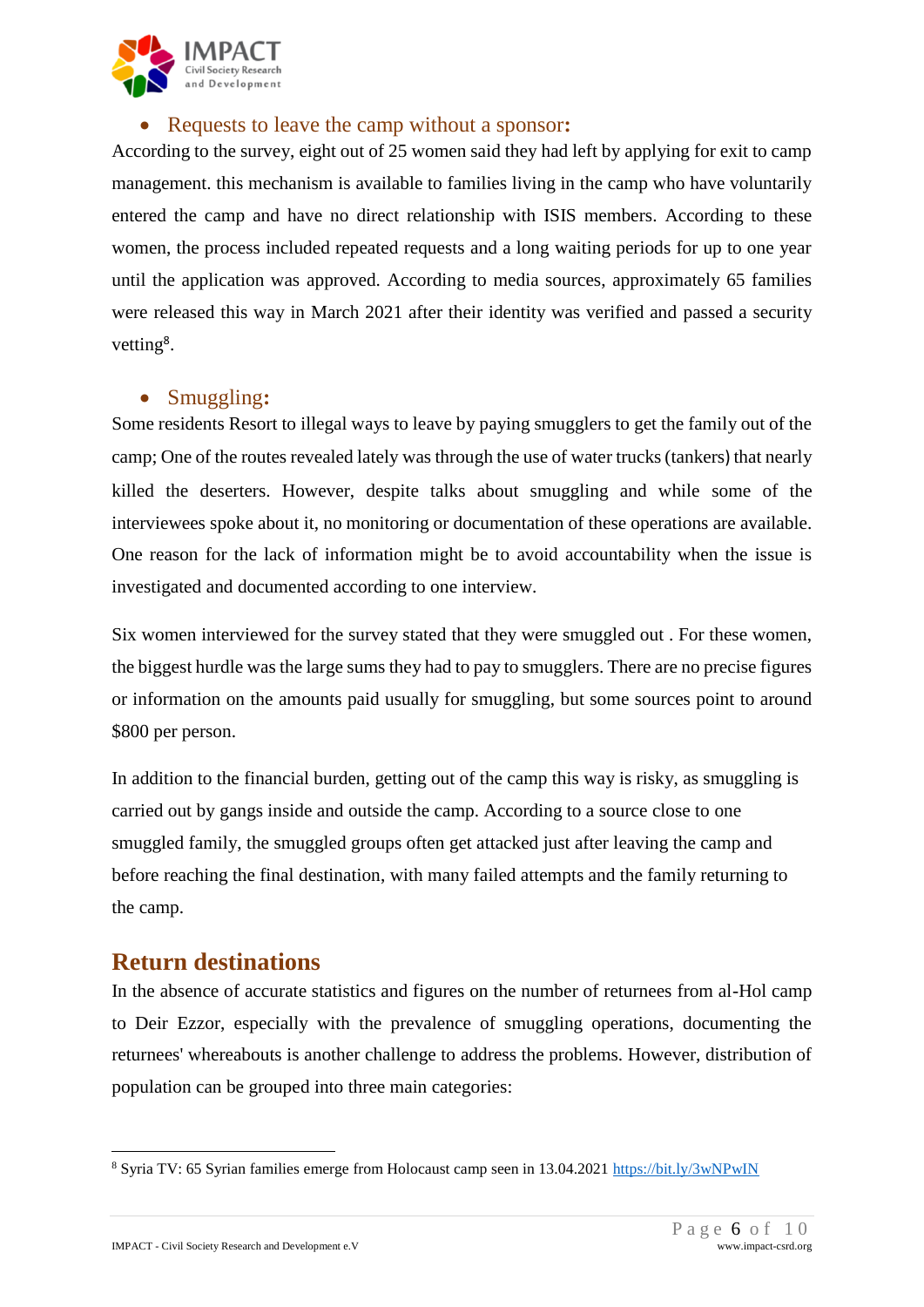- **Requests to leave the camp without a sponsor:**

According to the survey, eight out of 25 women said they had left by applying for exit to camp management. this mechanism is available to families living in the camp who have voluntarily entered the camp and have no direct relationship with ISIS members. According to these women, the process included repeated requests and a long waiting periods for up to one year until the application was approved. According to media sources, approximately 65 families were released this way in March 2021 after their identity was verified and passed a security vetting[8].

- **Smuggling:**

Some residents Resort to illegal ways to leave by paying smugglers to get the family out of the camp; One of the routes revealed lately was through the use of water trucks (tankers) that nearly killed the deserters. However, despite talks about smuggling and while some of the interviewees spoke about it, no monitoring or documentation of these operations are available. One reason for the lack of information might be to avoid accountability when the issue is investigated and documented according to one interview.

Six women interviewed for the survey stated that they were smuggled out . For these women, the biggest hurdle was the large sums they had to pay to smugglers. There are no precise figures or information on the amounts paid usually for smuggling, but some sources point to around $800 per person.

In addition to the financial burden, getting out of the camp this way is risky, as smuggling is carried out by gangs inside and outside the camp. According to a source close to one smuggled family, the smuggled groups often get attacked just after leaving the camp and before reaching the final destination, with many failed attempts and the family returning to the camp.

## Return destinations

In the absence of accurate statistics and figures on the number of returnees from al-Hol camp to Deir Ezzor, especially with the prevalence of smuggling operations, documenting the returnees' whereabouts is another challenge to address the problems. However, distribution of population can be grouped into three main categories:

---

[8] Syria TV: 65 Syrian families emerge from Holocaust camp seen in 13.04.2021 https://bit.ly/3wNPwIN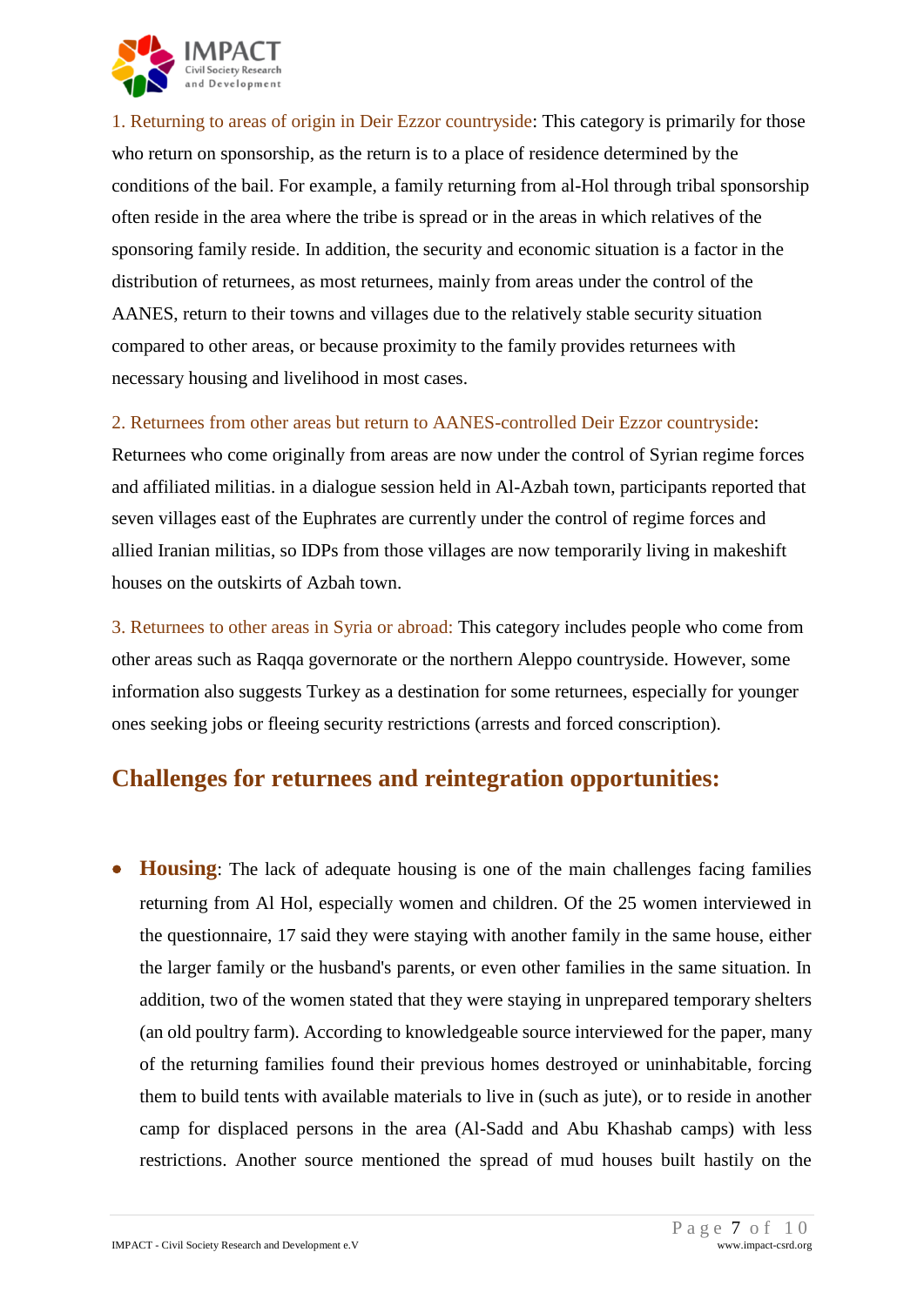1. Returning to areas of origin in Deir Ezzor countryside: This category is primarily for those who return on sponsorship, as the return is to a place of residence determined by the conditions of the bail. For example, a family returning from al-Hol through tribal sponsorship often reside in the area where the tribe is spread or in the areas in which relatives of the sponsoring family reside. In addition, the security and economic situation is a factor in the distribution of returnees, as most returnees, mainly from areas under the control of the AANES, return to their towns and villages due to the relatively stable security situation compared to other areas, or because proximity to the family provides returnees with necessary housing and livelihood in most cases.

2. Returnees from other areas but return to AANES-controlled Deir Ezzor countryside: Returnees who come originally from areas are now under the control of Syrian regime forces and affiliated militias. in a dialogue session held in Al-Azbah town, participants reported that seven villages east of the Euphrates are currently under the control of regime forces and allied Iranian militias, so IDPs from those villages are now temporarily living in makeshift houses on the outskirts of Azbah town.

3. Returnees to other areas in Syria or abroad: This category includes people who come from other areas such as Raqqa governorate or the northern Aleppo countryside. However, some information also suggests Turkey as a destination for some returnees, especially for younger ones seeking jobs or fleeing security restrictions (arrests and forced conscription).

## Challenges for returnees and reintegration opportunities:

- **Housing**: The lack of adequate housing is one of the main challenges facing families returning from Al Hol, especially women and children. Of the 25 women interviewed in the questionnaire, 17 said they were staying with another family in the same house, either the larger family or the husband's parents, or even other families in the same situation. In addition, two of the women stated that they were staying in unprepared temporary shelters (an old poultry farm). According to knowledgeable source interviewed for the paper, many of the returning families found their previous homes destroyed or uninhabitable, forcing them to build tents with available materials to live in (such as jute), or to reside in another camp for displaced persons in the area (Al-Sadd and Abu Khashab camps) with less restrictions. Another source mentioned the spread of mud houses built hastily on the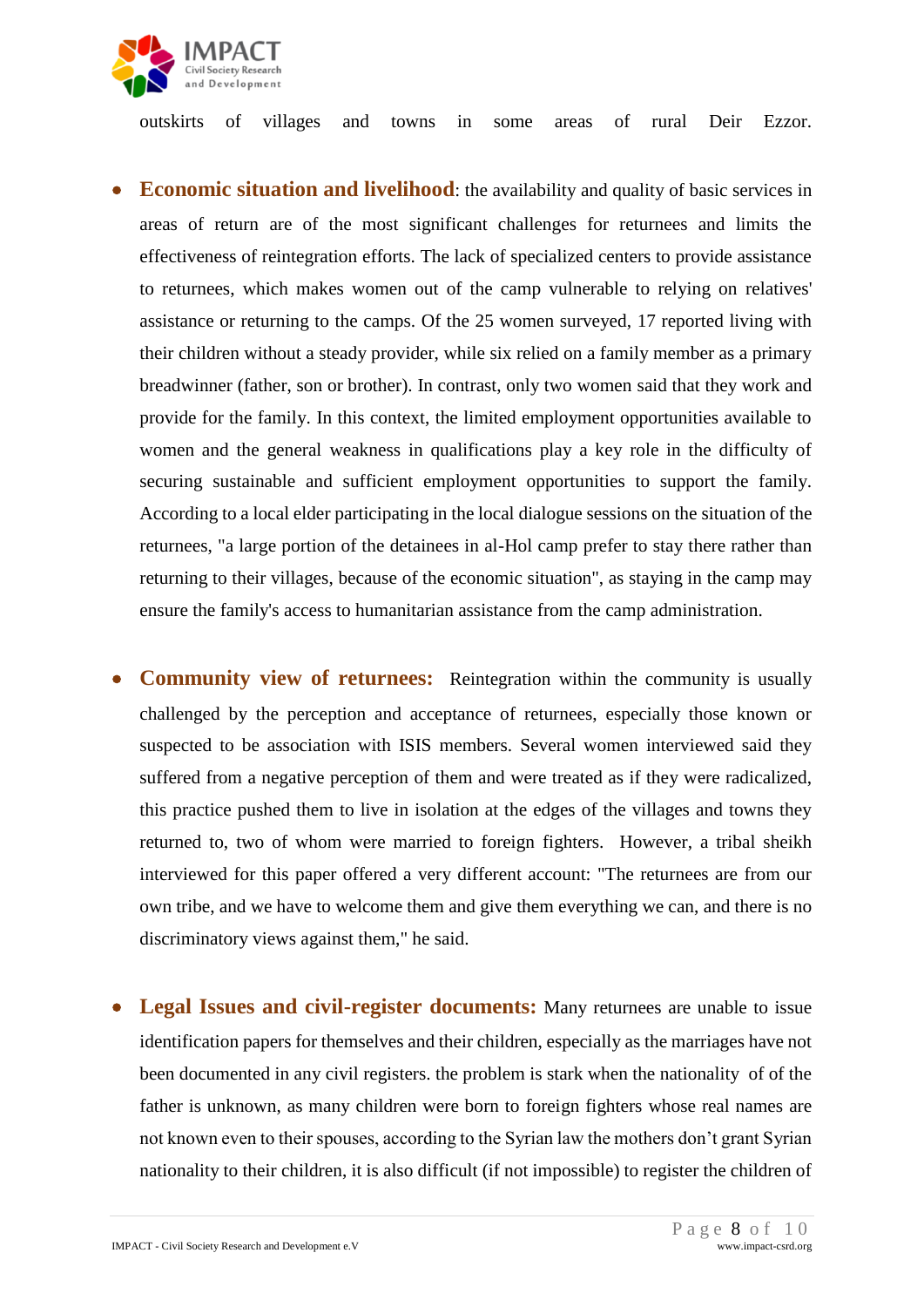outskirts of villages and towns in some areas of rural Deir Ezzor.

- **Economic situation and livelihood**: the availability and quality of basic services in areas of return are of the most significant challenges for returnees and limits the effectiveness of reintegration efforts. The lack of specialized centers to provide assistance to returnees, which makes women out of the camp vulnerable to relying on relatives' assistance or returning to the camps. Of the 25 women surveyed, 17 reported living with their children without a steady provider, while six relied on a family member as a primary breadwinner (father, son or brother). In contrast, only two women said that they work and provide for the family. In this context, the limited employment opportunities available to women and the general weakness in qualifications play a key role in the difficulty of securing sustainable and sufficient employment opportunities to support the family. According to a local elder participating in the local dialogue sessions on the situation of the returnees, "a large portion of the detainees in al-Hol camp prefer to stay there rather than returning to their villages, because of the economic situation", as staying in the camp may ensure the family's access to humanitarian assistance from the camp administration.

- **Community view of returnees:** Reintegration within the community is usually challenged by the perception and acceptance of returnees, especially those known or suspected to be association with ISIS members. Several women interviewed said they suffered from a negative perception of them and were treated as if they were radicalized, this practice pushed them to live in isolation at the edges of the villages and towns they returned to, two of whom were married to foreign fighters. However, a tribal sheikh interviewed for this paper offered a very different account: "The returnees are from our own tribe, and we have to welcome them and give them everything we can, and there is no discriminatory views against them," he said.

- **Legal Issues and civil-register documents:** Many returnees are unable to issue identification papers for themselves and their children, especially as the marriages have not been documented in any civil registers. the problem is stark when the nationality of of the father is unknown, as many children were born to foreign fighters whose real names are not known even to their spouses, according to the Syrian law the mothers don't grant Syrian nationality to their children, it is also difficult (if not impossible) to register the children of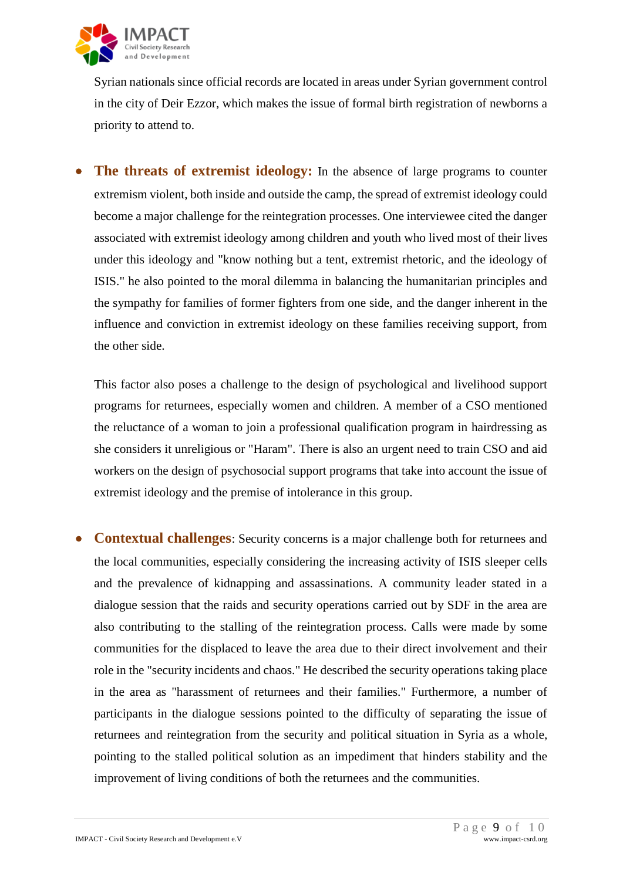Syrian nationals since official records are located in areas under Syrian government control in the city of Deir Ezzor, which makes the issue of formal birth registration of newborns a priority to attend to.

- **The threats of extremist ideology:** In the absence of large programs to counter extremism violent, both inside and outside the camp, the spread of extremist ideology could become a major challenge for the reintegration processes. One interviewee cited the danger associated with extremist ideology among children and youth who lived most of their lives under this ideology and "know nothing but a tent, extremist rhetoric, and the ideology of ISIS." he also pointed to the moral dilemma in balancing the humanitarian principles and the sympathy for families of former fighters from one side, and the danger inherent in the influence and conviction in extremist ideology on these families receiving support, from the other side.

  This factor also poses a challenge to the design of psychological and livelihood support programs for returnees, especially women and children. A member of a CSO mentioned the reluctance of a woman to join a professional qualification program in hairdressing as she considers it unreligious or "Haram". There is also an urgent need to train CSO and aid workers on the design of psychosocial support programs that take into account the issue of extremist ideology and the premise of intolerance in this group.

- **Contextual challenges**: Security concerns is a major challenge both for returnees and the local communities, especially considering the increasing activity of ISIS sleeper cells and the prevalence of kidnapping and assassinations. A community leader stated in a dialogue session that the raids and security operations carried out by SDF in the area are also contributing to the stalling of the reintegration process. Calls were made by some communities for the displaced to leave the area due to their direct involvement and their role in the "security incidents and chaos." He described the security operations taking place in the area as "harassment of returnees and their families." Furthermore, a number of participants in the dialogue sessions pointed to the difficulty of separating the issue of returnees and reintegration from the security and political situation in Syria as a whole, pointing to the stalled political solution as an impediment that hinders stability and the improvement of living conditions of both the returnees and the communities.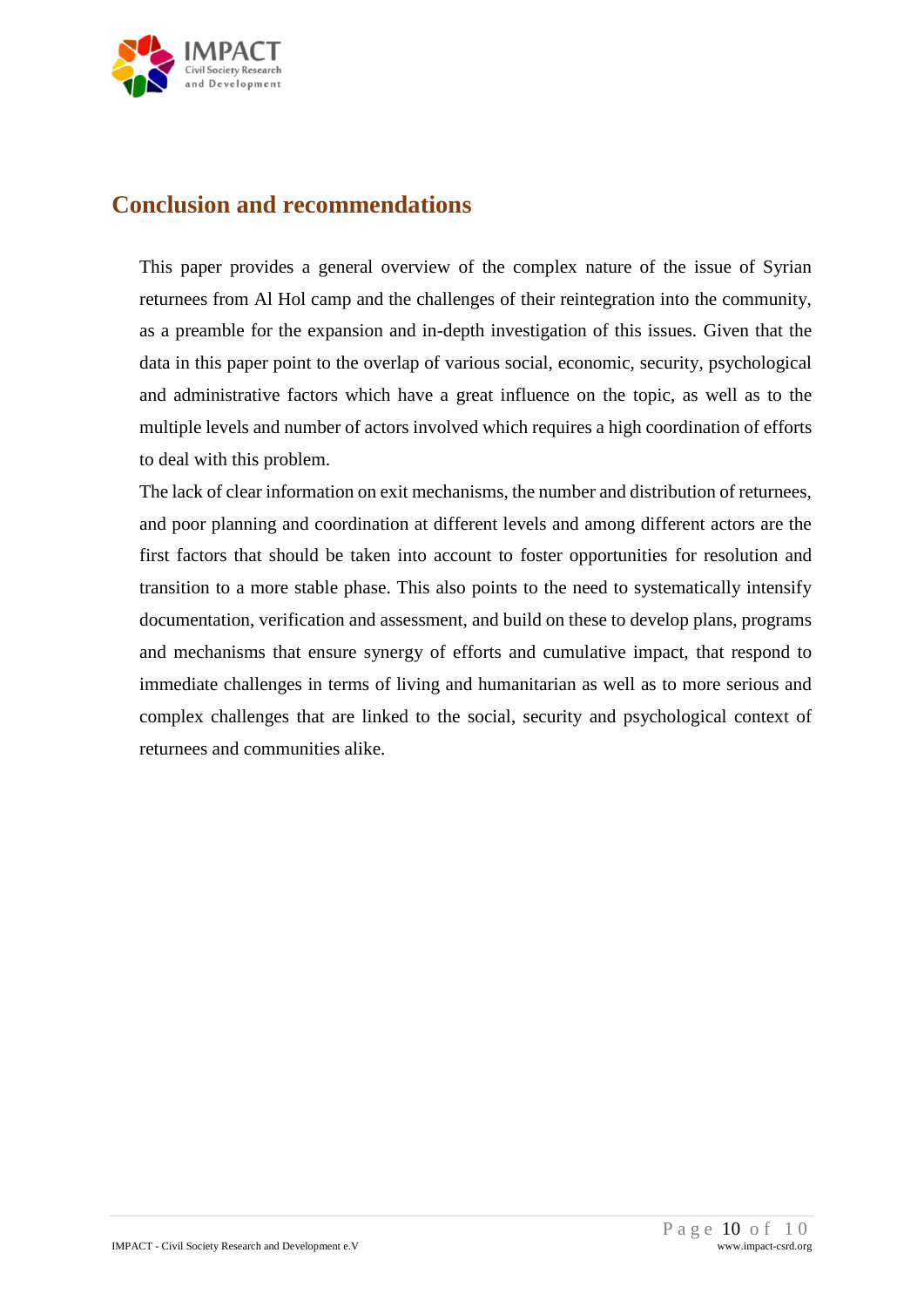## Conclusion and recommendations

This paper provides a general overview of the complex nature of the issue of Syrian returnees from Al Hol camp and the challenges of their reintegration into the community, as a preamble for the expansion and in-depth investigation of this issues. Given that the data in this paper point to the overlap of various social, economic, security, psychological and administrative factors which have a great influence on the topic, as well as to the multiple levels and number of actors involved which requires a high coordination of efforts to deal with this problem.

The lack of clear information on exit mechanisms, the number and distribution of returnees, and poor planning and coordination at different levels and among different actors are the first factors that should be taken into account to foster opportunities for resolution and transition to a more stable phase. This also points to the need to systematically intensify documentation, verification and assessment, and build on these to develop plans, programs and mechanisms that ensure synergy of efforts and cumulative impact, that respond to immediate challenges in terms of living and humanitarian as well as to more serious and complex challenges that are linked to the social, security and psychological context of returnees and communities alike.